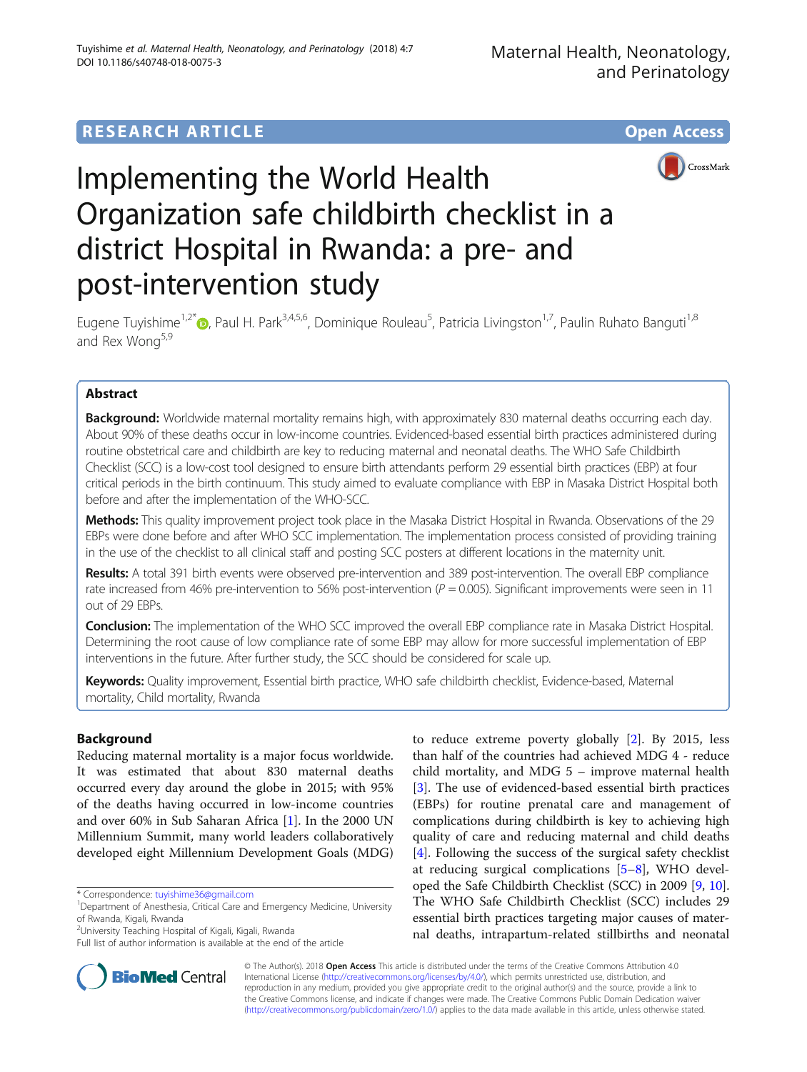# Implementing the World Health Organization safe childbirth checklist in a district Hospital in Rwanda: a pre- and post-intervention study

Eugene Tuyishime[1,2*], Paul H. Park[3,4,5,6], Dominique Rouleau[5], Patricia Livingston[1,7], Paulin Ruhato Banguti[1,8] and Rex Wong[5,9]

## Abstract

**Background:** Worldwide maternal mortality remains high, with approximately 830 maternal deaths occurring each day. About 90% of these deaths occur in low-income countries. Evidenced-based essential birth practices administered during routine obstetrical care and childbirth are key to reducing maternal and neonatal deaths. The WHO Safe Childbirth Checklist (SCC) is a low-cost tool designed to ensure birth attendants perform 29 essential birth practices (EBP) at four critical periods in the birth continuum. This study aimed to evaluate compliance with EBP in Masaka District Hospital both before and after the implementation of the WHO-SCC.

**Methods:** This quality improvement project took place in the Masaka District Hospital in Rwanda. Observations of the 29 EBPs were done before and after WHO SCC implementation. The implementation process consisted of providing training in the use of the checklist to all clinical staff and posting SCC posters at different locations in the maternity unit.

**Results:** A total 391 birth events were observed pre-intervention and 389 post-intervention. The overall EBP compliance rate increased from 46% pre-intervention to 56% post-intervention ($P = 0.005$). Significant improvements were seen in 11 out of 29 EBPs.

**Conclusion:** The implementation of the WHO SCC improved the overall EBP compliance rate in Masaka District Hospital. Determining the root cause of low compliance rate of some EBP may allow for more successful implementation of EBP interventions in the future. After further study, the SCC should be considered for scale up.

**Keywords:** Quality improvement, Essential birth practice, WHO safe childbirth checklist, Evidence-based, Maternal mortality, Child mortality, Rwanda

## Background

Reducing maternal mortality is a major focus worldwide. It was estimated that about 830 maternal deaths occurred every day around the globe in 2015; with 95% of the deaths having occurred in low-income countries and over 60% in Sub Saharan Africa [1]. In the 2000 UN Millennium Summit, many world leaders collaboratively developed eight Millennium Development Goals (MDG) to reduce extreme poverty globally [2]. By 2015, less than half of the countries had achieved MDG 4 - reduce child mortality, and MDG 5 – improve maternal health [3]. The use of evidenced-based essential birth practices (EBPs) for routine prenatal care and management of complications during childbirth is key to achieving high quality of care and reducing maternal and child deaths [4]. Following the success of the surgical safety checklist at reducing surgical complications [5–8], WHO developed the Safe Childbirth Checklist (SCC) in 2009 [9, 10]. The WHO Safe Childbirth Checklist (SCC) includes 29 essential birth practices targeting major causes of maternal deaths, intrapartum-related stillbirths and neonatal

\* Correspondence: tuyishime36@gmail.com
[1]Department of Anesthesia, Critical Care and Emergency Medicine, University of Rwanda, Kigali, Rwanda
[2]University Teaching Hospital of Kigali, Kigali, Rwanda
Full list of author information is available at the end of the article

© The Author(s). 2018 **Open Access** This article is distributed under the terms of the Creative Commons Attribution 4.0 International License (http://creativecommons.org/licenses/by/4.0/), which permits unrestricted use, distribution, and reproduction in any medium, provided you give appropriate credit to the original author(s) and the source, provide a link to the Creative Commons license, and indicate if changes were made. The Creative Commons Public Domain Dedication waiver (http://creativecommons.org/publicdomain/zero/1.0/) applies to the data made available in this article, unless otherwise stated.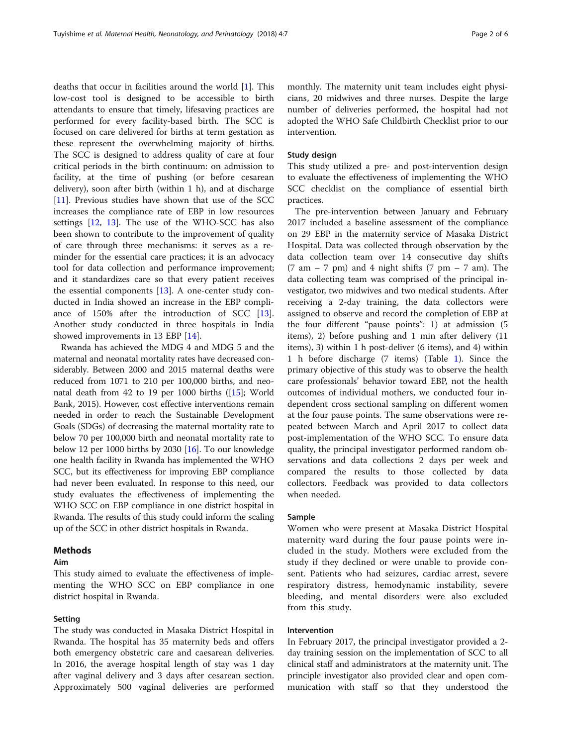deaths that occur in facilities around the world [1]. This low-cost tool is designed to be accessible to birth attendants to ensure that timely, lifesaving practices are performed for every facility-based birth. The SCC is focused on care delivered for births at term gestation as these represent the overwhelming majority of births. The SCC is designed to address quality of care at four critical periods in the birth continuum: on admission to facility, at the time of pushing (or before cesarean delivery), soon after birth (within 1 h), and at discharge [11]. Previous studies have shown that use of the SCC increases the compliance rate of EBP in low resources settings [12, 13]. The use of the WHO-SCC has also been shown to contribute to the improvement of quality of care through three mechanisms: it serves as a reminder for the essential care practices; it is an advocacy tool for data collection and performance improvement; and it standardizes care so that every patient receives the essential components [13]. A one-center study conducted in India showed an increase in the EBP compliance of 150% after the introduction of SCC [13]. Another study conducted in three hospitals in India showed improvements in 13 EBP [14].

Rwanda has achieved the MDG 4 and MDG 5 and the maternal and neonatal mortality rates have decreased considerably. Between 2000 and 2015 maternal deaths were reduced from 1071 to 210 per 100,000 births, and neonatal death from 42 to 19 per 1000 births ([15]; World Bank, 2015). However, cost effective interventions remain needed in order to reach the Sustainable Development Goals (SDGs) of decreasing the maternal mortality rate to below 70 per 100,000 birth and neonatal mortality rate to below 12 per 1000 births by 2030 [16]. To our knowledge one health facility in Rwanda has implemented the WHO SCC, but its effectiveness for improving EBP compliance had never been evaluated. In response to this need, our study evaluates the effectiveness of implementing the WHO SCC on EBP compliance in one district hospital in Rwanda. The results of this study could inform the scaling up of the SCC in other district hospitals in Rwanda.

## Methods

### Aim

This study aimed to evaluate the effectiveness of implementing the WHO SCC on EBP compliance in one district hospital in Rwanda.

### Setting

The study was conducted in Masaka District Hospital in Rwanda. The hospital has 35 maternity beds and offers both emergency obstetric care and caesarean deliveries. In 2016, the average hospital length of stay was 1 day after vaginal delivery and 3 days after cesarean section. Approximately 500 vaginal deliveries are performed monthly. The maternity unit team includes eight physicians, 20 midwives and three nurses. Despite the large number of deliveries performed, the hospital had not adopted the WHO Safe Childbirth Checklist prior to our intervention.

### Study design

This study utilized a pre- and post-intervention design to evaluate the effectiveness of implementing the WHO SCC checklist on the compliance of essential birth practices.

The pre-intervention between January and February 2017 included a baseline assessment of the compliance on 29 EBP in the maternity service of Masaka District Hospital. Data was collected through observation by the data collection team over 14 consecutive day shifts (7 am – 7 pm) and 4 night shifts (7 pm – 7 am). The data collecting team was comprised of the principal investigator, two midwives and two medical students. After receiving a 2-day training, the data collectors were assigned to observe and record the completion of EBP at the four different "pause points": 1) at admission (5 items), 2) before pushing and 1 min after delivery (11 items), 3) within 1 h post-deliver (6 items), and 4) within 1 h before discharge (7 items) (Table 1). Since the primary objective of this study was to observe the health care professionals' behavior toward EBP, not the health outcomes of individual mothers, we conducted four independent cross sectional sampling on different women at the four pause points. The same observations were repeated between March and April 2017 to collect data post-implementation of the WHO SCC. To ensure data quality, the principal investigator performed random observations and data collections 2 days per week and compared the results to those collected by data collectors. Feedback was provided to data collectors when needed.

### Sample

Women who were present at Masaka District Hospital maternity ward during the four pause points were included in the study. Mothers were excluded from the study if they declined or were unable to provide consent. Patients who had seizures, cardiac arrest, severe respiratory distress, hemodynamic instability, severe bleeding, and mental disorders were also excluded from this study.

### Intervention

In February 2017, the principal investigator provided a 2-day training session on the implementation of SCC to all clinical staff and administrators at the maternity unit. The principle investigator also provided clear and open communication with staff so that they understood the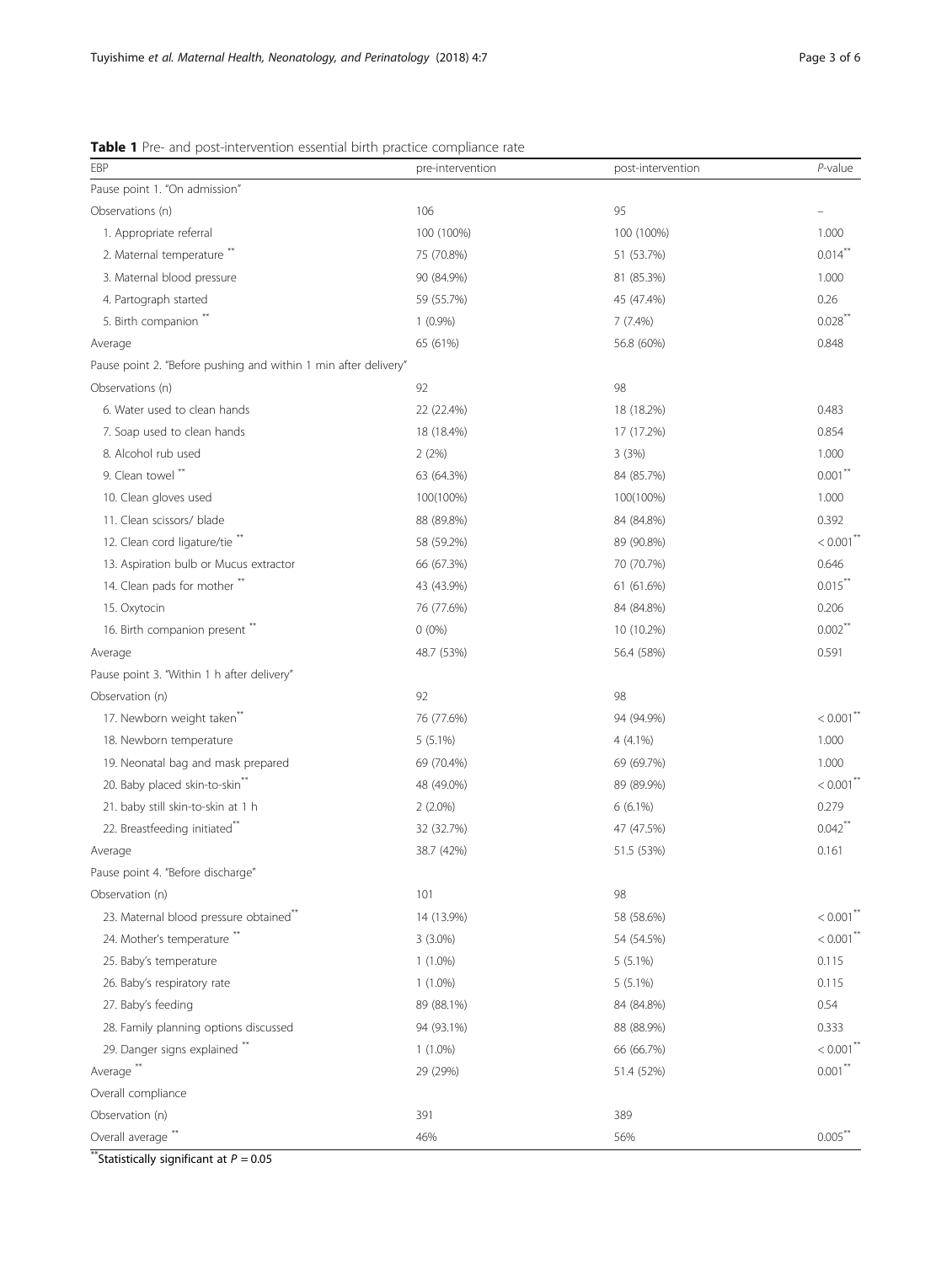**Table 1** Pre- and post-intervention essential birth practice compliance rate

| EBP | pre-intervention | post-intervention | *P*-value |
|---|---|---|---|
| Pause point 1. "On admission" | | | |
| Observations (n) | 106 | 95 | – |
| 1. Appropriate referral | 100 (100%) | 100 (100%) | 1.000 |
| 2. Maternal temperature ** | 75 (70.8%) | 51 (53.7%) | 0.014** |
| 3. Maternal blood pressure | 90 (84.9%) | 81 (85.3%) | 1.000 |
| 4. Partograph started | 59 (55.7%) | 45 (47.4%) | 0.26 |
| 5. Birth companion ** | 1 (0.9%) | 7 (7.4%) | 0.028** |
| Average | 65 (61%) | 56.8 (60%) | 0.848 |
| Pause point 2. "Before pushing and within 1 min after delivery" | | | |
| Observations (n) | 92 | 98 | |
| 6. Water used to clean hands | 22 (22.4%) | 18 (18.2%) | 0.483 |
| 7. Soap used to clean hands | 18 (18.4%) | 17 (17.2%) | 0.854 |
| 8. Alcohol rub used | 2 (2%) | 3 (3%) | 1.000 |
| 9. Clean towel ** | 63 (64.3%) | 84 (85.7%) | 0.001** |
| 10. Clean gloves used | 100(100%) | 100(100%) | 1.000 |
| 11. Clean scissors/ blade | 88 (89.8%) | 84 (84.8%) | 0.392 |
| 12. Clean cord ligature/tie ** | 58 (59.2%) | 89 (90.8%) | < 0.001** |
| 13. Aspiration bulb or Mucus extractor | 66 (67.3%) | 70 (70.7%) | 0.646 |
| 14. Clean pads for mother ** | 43 (43.9%) | 61 (61.6%) | 0.015** |
| 15. Oxytocin | 76 (77.6%) | 84 (84.8%) | 0.206 |
| 16. Birth companion present ** | 0 (0%) | 10 (10.2%) | 0.002** |
| Average | 48.7 (53%) | 56.4 (58%) | 0.591 |
| Pause point 3. "Within 1 h after delivery" | | | |
| Observation (n) | 92 | 98 | |
| 17. Newborn weight taken** | 76 (77.6%) | 94 (94.9%) | < 0.001** |
| 18. Newborn temperature | 5 (5.1%) | 4 (4.1%) | 1.000 |
| 19. Neonatal bag and mask prepared | 69 (70.4%) | 69 (69.7%) | 1.000 |
| 20. Baby placed skin-to-skin** | 48 (49.0%) | 89 (89.9%) | < 0.001** |
| 21. baby still skin-to-skin at 1 h | 2 (2.0%) | 6 (6.1%) | 0.279 |
| 22. Breastfeeding initiated** | 32 (32.7%) | 47 (47.5%) | 0.042** |
| Average | 38.7 (42%) | 51.5 (53%) | 0.161 |
| Pause point 4. "Before discharge" | | | |
| Observation (n) | 101 | 98 | |
| 23. Maternal blood pressure obtained** | 14 (13.9%) | 58 (58.6%) | < 0.001** |
| 24. Mother's temperature ** | 3 (3.0%) | 54 (54.5%) | < 0.001** |
| 25. Baby's temperature | 1 (1.0%) | 5 (5.1%) | 0.115 |
| 26. Baby's respiratory rate | 1 (1.0%) | 5 (5.1%) | 0.115 |
| 27. Baby's feeding | 89 (88.1%) | 84 (84.8%) | 0.54 |
| 28. Family planning options discussed | 94 (93.1%) | 88 (88.9%) | 0.333 |
| 29. Danger signs explained ** | 1 (1.0%) | 66 (66.7%) | < 0.001** |
| Average ** | 29 (29%) | 51.4 (52%) | 0.001** |
| Overall compliance | | | |
| Observation (n) | 391 | 389 | |
| Overall average ** | 46% | 56% | 0.005** |

**Statistically significant at $P = 0.05$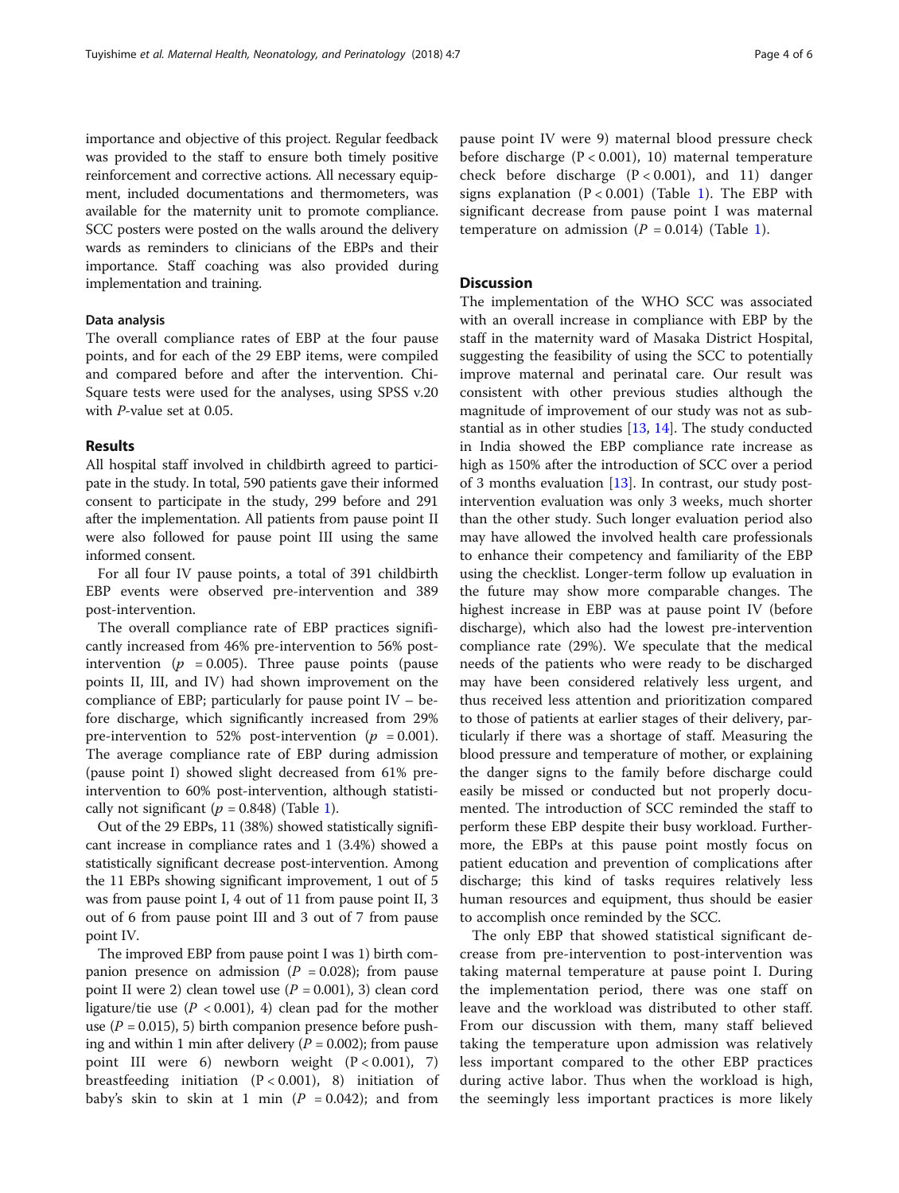importance and objective of this project. Regular feedback was provided to the staff to ensure both timely positive reinforcement and corrective actions. All necessary equipment, included documentations and thermometers, was available for the maternity unit to promote compliance. SCC posters were posted on the walls around the delivery wards as reminders to clinicians of the EBPs and their importance. Staff coaching was also provided during implementation and training.

### Data analysis

The overall compliance rates of EBP at the four pause points, and for each of the 29 EBP items, were compiled and compared before and after the intervention. Chi-Square tests were used for the analyses, using SPSS v.20 with *P*-value set at 0.05.

## Results

All hospital staff involved in childbirth agreed to participate in the study. In total, 590 patients gave their informed consent to participate in the study, 299 before and 291 after the implementation. All patients from pause point II were also followed for pause point III using the same informed consent.

For all four IV pause points, a total of 391 childbirth EBP events were observed pre-intervention and 389 post-intervention.

The overall compliance rate of EBP practices significantly increased from 46% pre-intervention to 56% post-intervention ($p = 0.005$). Three pause points (pause points II, III, and IV) had shown improvement on the compliance of EBP; particularly for pause point IV – before discharge, which significantly increased from 29% pre-intervention to 52% post-intervention ($p = 0.001$). The average compliance rate of EBP during admission (pause point I) showed slight decreased from 61% pre-intervention to 60% post-intervention, although statistically not significant ($p = 0.848$) (Table 1).

Out of the 29 EBPs, 11 (38%) showed statistically significant increase in compliance rates and 1 (3.4%) showed a statistically significant decrease post-intervention. Among the 11 EBPs showing significant improvement, 1 out of 5 was from pause point I, 4 out of 11 from pause point II, 3 out of 6 from pause point III and 3 out of 7 from pause point IV.

The improved EBP from pause point I was 1) birth companion presence on admission ($P = 0.028$); from pause point II were 2) clean towel use ($P = 0.001$), 3) clean cord ligature/tie use ($P < 0.001$), 4) clean pad for the mother use ($P = 0.015$), 5) birth companion presence before pushing and within 1 min after delivery ($P = 0.002$); from pause point III were 6) newborn weight ($P < 0.001$), 7) breastfeeding initiation ($P < 0.001$), 8) initiation of baby's skin to skin at 1 min ($P = 0.042$); and from pause point IV were 9) maternal blood pressure check before discharge ($P < 0.001$), 10) maternal temperature check before discharge ($P < 0.001$), and 11) danger signs explanation ($P < 0.001$) (Table 1). The EBP with significant decrease from pause point I was maternal temperature on admission ($P = 0.014$) (Table 1).

## Discussion

The implementation of the WHO SCC was associated with an overall increase in compliance with EBP by the staff in the maternity ward of Masaka District Hospital, suggesting the feasibility of using the SCC to potentially improve maternal and perinatal care. Our result was consistent with other previous studies although the magnitude of improvement of our study was not as substantial as in other studies [13, 14]. The study conducted in India showed the EBP compliance rate increase as high as 150% after the introduction of SCC over a period of 3 months evaluation [13]. In contrast, our study post-intervention evaluation was only 3 weeks, much shorter than the other study. Such longer evaluation period also may have allowed the involved health care professionals to enhance their competency and familiarity of the EBP using the checklist. Longer-term follow up evaluation in the future may show more comparable changes. The highest increase in EBP was at pause point IV (before discharge), which also had the lowest pre-intervention compliance rate (29%). We speculate that the medical needs of the patients who were ready to be discharged may have been considered relatively less urgent, and thus received less attention and prioritization compared to those of patients at earlier stages of their delivery, particularly if there was a shortage of staff. Measuring the blood pressure and temperature of mother, or explaining the danger signs to the family before discharge could easily be missed or conducted but not properly documented. The introduction of SCC reminded the staff to perform these EBP despite their busy workload. Furthermore, the EBPs at this pause point mostly focus on patient education and prevention of complications after discharge; this kind of tasks requires relatively less human resources and equipment, thus should be easier to accomplish once reminded by the SCC.

The only EBP that showed statistical significant decrease from pre-intervention to post-intervention was taking maternal temperature at pause point I. During the implementation period, there was one staff on leave and the workload was distributed to other staff. From our discussion with them, many staff believed taking the temperature upon admission was relatively less important compared to the other EBP practices during active labor. Thus when the workload is high, the seemingly less important practices is more likely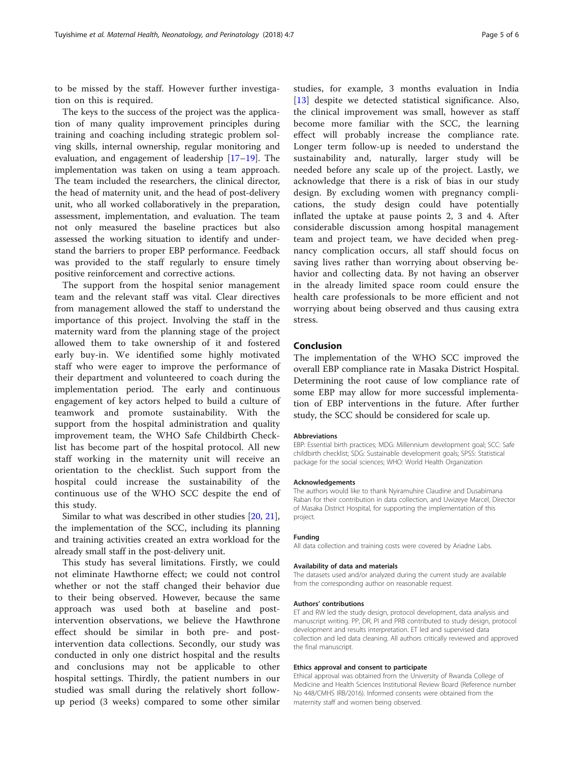to be missed by the staff. However further investigation on this is required.

The keys to the success of the project was the application of many quality improvement principles during training and coaching including strategic problem solving skills, internal ownership, regular monitoring and evaluation, and engagement of leadership [17–19]. The implementation was taken on using a team approach. The team included the researchers, the clinical director, the head of maternity unit, and the head of post-delivery unit, who all worked collaboratively in the preparation, assessment, implementation, and evaluation. The team not only measured the baseline practices but also assessed the working situation to identify and understand the barriers to proper EBP performance. Feedback was provided to the staff regularly to ensure timely positive reinforcement and corrective actions.

The support from the hospital senior management team and the relevant staff was vital. Clear directives from management allowed the staff to understand the importance of this project. Involving the staff in the maternity ward from the planning stage of the project allowed them to take ownership of it and fostered early buy-in. We identified some highly motivated staff who were eager to improve the performance of their department and volunteered to coach during the implementation period. The early and continuous engagement of key actors helped to build a culture of teamwork and promote sustainability. With the support from the hospital administration and quality improvement team, the WHO Safe Childbirth Checklist has become part of the hospital protocol. All new staff working in the maternity unit will receive an orientation to the checklist. Such support from the hospital could increase the sustainability of the continuous use of the WHO SCC despite the end of this study.

Similar to what was described in other studies [20, 21], the implementation of the SCC, including its planning and training activities created an extra workload for the already small staff in the post-delivery unit.

This study has several limitations. Firstly, we could not eliminate Hawthorne effect; we could not control whether or not the staff changed their behavior due to their being observed. However, because the same approach was used both at baseline and post-intervention observations, we believe the Hawthrone effect should be similar in both pre- and post-intervention data collections. Secondly, our study was conducted in only one district hospital and the results and conclusions may not be applicable to other hospital settings. Thirdly, the patient numbers in our studied was small during the relatively short follow-up period (3 weeks) compared to some other similar studies, for example, 3 months evaluation in India [13] despite we detected statistical significance. Also, the clinical improvement was small, however as staff become more familiar with the SCC, the learning effect will probably increase the compliance rate. Longer term follow-up is needed to understand the sustainability and, naturally, larger study will be needed before any scale up of the project. Lastly, we acknowledge that there is a risk of bias in our study design. By excluding women with pregnancy complications, the study design could have potentially inflated the uptake at pause points 2, 3 and 4. After considerable discussion among hospital management team and project team, we have decided when pregnancy complication occurs, all staff should focus on saving lives rather than worrying about observing behavior and collecting data. By not having an observer in the already limited space room could ensure the health care professionals to be more efficient and not worrying about being observed and thus causing extra stress.

## Conclusion

The implementation of the WHO SCC improved the overall EBP compliance rate in Masaka District Hospital. Determining the root cause of low compliance rate of some EBP may allow for more successful implementation of EBP interventions in the future. After further study, the SCC should be considered for scale up.

#### Abbreviations

EBP: Essential birth practices; MDG: Millennium development goal; SCC: Safe childbirth checklist; SDG: Sustainable development goals; SPSS: Statistical package for the social sciences; WHO: World Health Organization

#### Acknowledgements

The authors would like to thank Nyiramuhire Claudine and Dusabimana Raban for their contribution in data collection, and Uwizeye Marcel, Director of Masaka District Hospital, for supporting the implementation of this project.

#### Funding

All data collection and training costs were covered by Ariadne Labs.

#### Availability of data and materials

The datasets used and/or analyzed during the current study are available from the corresponding author on reasonable request.

#### Authors' contributions

ET and RW led the study design, protocol development, data analysis and manuscript writing. PP, DR, PI and PRB contributed to study design, protocol development and results interpretation. ET led and supervised data collection and led data cleaning. All authors critically reviewed and approved the final manuscript.

#### Ethics approval and consent to participate

Ethical approval was obtained from the University of Rwanda College of Medicine and Health Sciences Institutional Review Board (Reference number No 448/CMHS IRB/2016). Informed consents were obtained from the maternity staff and women being observed.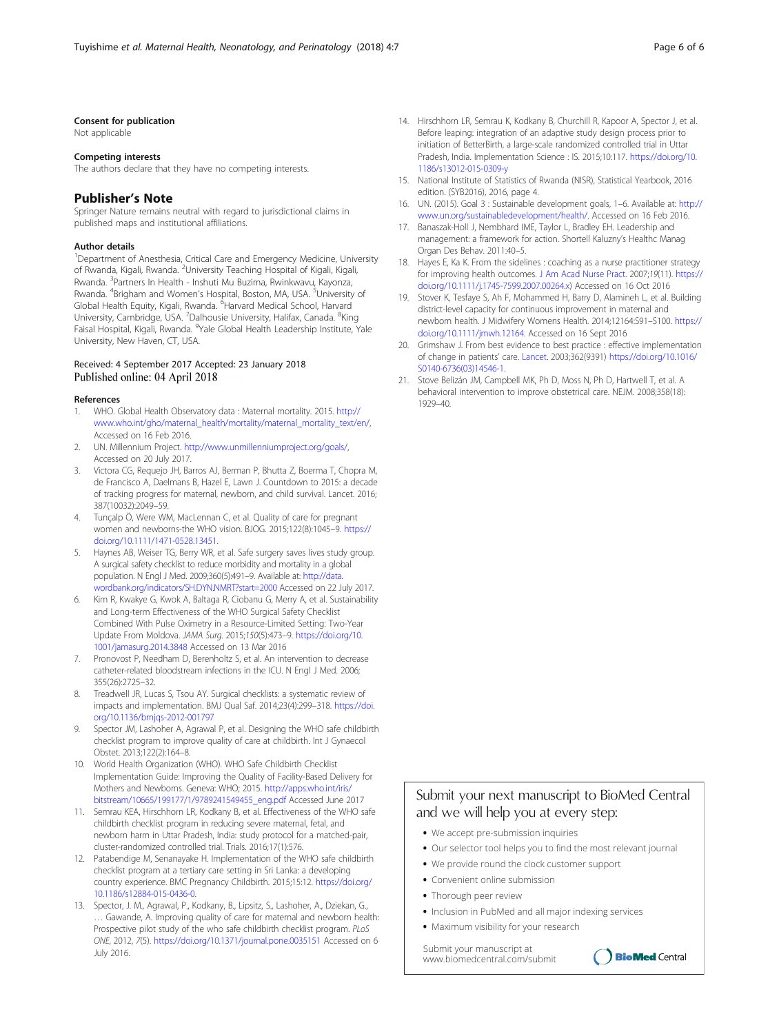### Consent for publication

Not applicable

### Competing interests

The authors declare that they have no competing interests.

## Publisher's Note

Springer Nature remains neutral with regard to jurisdictional claims in published maps and institutional affiliations.

### Author details

[1]Department of Anesthesia, Critical Care and Emergency Medicine, University of Rwanda, Kigali, Rwanda. [2]University Teaching Hospital of Kigali, Kigali, Rwanda. [3]Partners In Health - Inshuti Mu Buzima, Rwinkwavu, Kayonza, Rwanda. [4]Brigham and Women's Hospital, Boston, MA, USA. [5]University of Global Health Equity, Kigali, Rwanda. [6]Harvard Medical School, Harvard University, Cambridge, USA. [7]Dalhousie University, Halifax, Canada. [8]King Faisal Hospital, Kigali, Rwanda. [9]Yale Global Health Leadership Institute, Yale University, New Haven, CT, USA.

Received: 4 September 2017 Accepted: 23 January 2018
Published online: 04 April 2018

### References

1. WHO. Global Health Observatory data : Maternal mortality. 2015. http://www.who.int/gho/maternal_health/mortality/maternal_mortality_text/en/, Accessed on 16 Feb 2016.
2. UN. Millennium Project. http://www.unmillenniumproject.org/goals/, Accessed on 20 July 2017.
3. Victora CG, Requejo JH, Barros AJ, Berman P, Bhutta Z, Boerma T, Chopra M, de Francisco A, Daelmans B, Hazel E, Lawn J. Countdown to 2015: a decade of tracking progress for maternal, newborn, and child survival. Lancet. 2016; 387(10032):2049–59.
4. Tunçalp Ö, Were WM, MacLennan C, et al. Quality of care for pregnant women and newborns-the WHO vision. BJOG. 2015;122(8):1045–9. https://doi.org/10.1111/1471-0528.13451.
5. Haynes AB, Weiser TG, Berry WR, et al. Safe surgery saves lives study group. A surgical safety checklist to reduce morbidity and mortality in a global population. N Engl J Med. 2009;360(5):491–9. Available at: http://data.wordbank.org/indicators/SH.DYN.NMRT?start=2000 Accessed on 22 July 2017.
6. Kim R, Kwakye G, Kwok A, Baltaga R, Ciobanu G, Merry A, et al. Sustainability and Long-term Effectiveness of the WHO Surgical Safety Checklist Combined With Pulse Oximetry in a Resource-Limited Setting: Two-Year Update From Moldova. *JAMA Surg*. 2015;*150*(5):473–9. https://doi.org/10.1001/jamasurg.2014.3848 Accessed on 13 Mar 2016
7. Pronovost P, Needham D, Berenholtz S, et al. An intervention to decrease catheter-related bloodstream infections in the ICU. N Engl J Med. 2006; 355(26):2725–32.
8. Treadwell JR, Lucas S, Tsou AY. Surgical checklists: a systematic review of impacts and implementation. BMJ Qual Saf. 2014;23(4):299–318. https://doi.org/10.1136/bmjqs-2012-001797
9. Spector JM, Lashoher A, Agrawal P, et al. Designing the WHO safe childbirth checklist program to improve quality of care at childbirth. Int J Gynaecol Obstet. 2013;122(2):164–8.
10. World Health Organization (WHO). WHO Safe Childbirth Checklist Implementation Guide: Improving the Quality of Facility-Based Delivery for Mothers and Newborns. Geneva: WHO; 2015. http://apps.who.int/iris/bitstream/10665/199177/1/9789241549455_eng.pdf Accessed June 2017
11. Semrau KEA, Hirschhorn LR, Kodkany B, et al. Effectiveness of the WHO safe childbirth checklist program in reducing severe maternal, fetal, and newborn harm in Uttar Pradesh, India: study protocol for a matched-pair, cluster-randomized controlled trial. Trials. 2016;17(1):576.
12. Patabendige M, Senanayake H. Implementation of the WHO safe childbirth checklist program at a tertiary care setting in Sri Lanka: a developing country experience. BMC Pregnancy Childbirth. 2015;15:12. https://doi.org/10.1186/s12884-015-0436-0.
13. Spector, J. M., Agrawal, P., Kodkany, B., Lipsitz, S., Lashoher, A., Dziekan, G., … Gawande, A. Improving quality of care for maternal and newborn health: Prospective pilot study of the who safe childbirth checklist program. *PLoS ONE*, 2012, *7*(5). https://doi.org/10.1371/journal.pone.0035151 Accessed on 6 July 2016.
14. Hirschhorn LR, Semrau K, Kodkany B, Churchill R, Kapoor A, Spector J, et al. Before leaping: integration of an adaptive study design process prior to initiation of BetterBirth, a large-scale randomized controlled trial in Uttar Pradesh, India. Implementation Science : IS. 2015;10:117. https://doi.org/10.1186/s13012-015-0309-y
15. National Institute of Statistics of Rwanda (NISR), Statistical Yearbook, 2016 edition. (SYB2016), 2016, page 4.
16. UN. (2015). Goal 3 : Sustainable development goals, 1–6. Available at: http://www.un.org/sustainabledevelopment/health/. Accessed on 16 Feb 2016.
17. Banaszak-Holl J, Nembhard IME, Taylor L, Bradley EH. Leadership and management: a framework for action. Shortell Kaluzny's Healthc Manag Organ Des Behav. 2011:40–5.
18. Hayes E, Ka K. From the sidelines : coaching as a nurse practitioner strategy for improving health outcomes. J Am Acad Nurse Pract. 2007;*19*(11). https://doi.org/10.1111/j.1745-7599.2007.00264.x) Accessed on 16 Oct 2016
19. Stover K, Tesfaye S, Ah F, Mohammed H, Barry D, Alamineh L, et al. Building district-level capacity for continuous improvement in maternal and newborn health. J Midwifery Womens Health. 2014;12164:S91–S100. https://doi.org/10.1111/jmwh.12164. Accessed on 16 Sept 2016
20. Grimshaw J. From best evidence to best practice : effective implementation of change in patients' care. Lancet. 2003;362(9391) https://doi.org/10.1016/S0140-6736(03)14546-1.
21. Stove Belizán JM, Campbell MK, Ph D, Moss N, Ph D, Hartwell T, et al. A behavioral intervention to improve obstetrical care. NEJM. 2008;358(18): 1929–40.

Submit your next manuscript to BioMed Central and we will help you at every step:

- We accept pre-submission inquiries
- Our selector tool helps you to find the most relevant journal
- We provide round the clock customer support
- Convenient online submission
- Thorough peer review
- Inclusion in PubMed and all major indexing services
- Maximum visibility for your research

Submit your manuscript at
www.biomedcentral.com/submit

BioMed Central